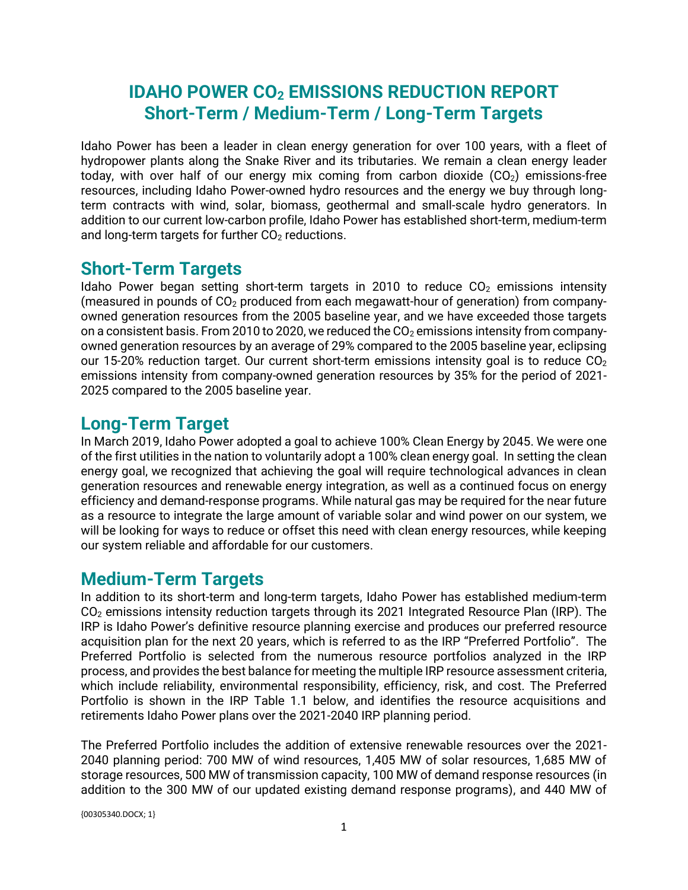# IDAHO POWER $CO_2$ EMISSIONS REDUCTION REPORT
# Short-Term / Medium-Term / Long-Term Targets

Idaho Power has been a leader in clean energy generation for over 100 years, with a fleet of hydropower plants along the Snake River and its tributaries. We remain a clean energy leader today, with over half of our energy mix coming from carbon dioxide ($CO_2$) emissions-free resources, including Idaho Power-owned hydro resources and the energy we buy through long-term contracts with wind, solar, biomass, geothermal and small-scale hydro generators. In addition to our current low-carbon profile, Idaho Power has established short-term, medium-term and long-term targets for further $CO_2$ reductions.

## Short-Term Targets

Idaho Power began setting short-term targets in 2010 to reduce $CO_2$ emissions intensity (measured in pounds of $CO_2$ produced from each megawatt-hour of generation) from company-owned generation resources from the 2005 baseline year, and we have exceeded those targets on a consistent basis. From 2010 to 2020, we reduced the $CO_2$ emissions intensity from company-owned generation resources by an average of 29% compared to the 2005 baseline year, eclipsing our 15-20% reduction target. Our current short-term emissions intensity goal is to reduce $CO_2$ emissions intensity from company-owned generation resources by 35% for the period of 2021-2025 compared to the 2005 baseline year.

## Long-Term Target

In March 2019, Idaho Power adopted a goal to achieve 100% Clean Energy by 2045. We were one of the first utilities in the nation to voluntarily adopt a 100% clean energy goal. In setting the clean energy goal, we recognized that achieving the goal will require technological advances in clean generation resources and renewable energy integration, as well as a continued focus on energy efficiency and demand-response programs. While natural gas may be required for the near future as a resource to integrate the large amount of variable solar and wind power on our system, we will be looking for ways to reduce or offset this need with clean energy resources, while keeping our system reliable and affordable for our customers.

## Medium-Term Targets

In addition to its short-term and long-term targets, Idaho Power has established medium-term $CO_2$ emissions intensity reduction targets through its 2021 Integrated Resource Plan (IRP). The IRP is Idaho Power's definitive resource planning exercise and produces our preferred resource acquisition plan for the next 20 years, which is referred to as the IRP "Preferred Portfolio". The Preferred Portfolio is selected from the numerous resource portfolios analyzed in the IRP process, and provides the best balance for meeting the multiple IRP resource assessment criteria, which include reliability, environmental responsibility, efficiency, risk, and cost. The Preferred Portfolio is shown in the IRP Table 1.1 below, and identifies the resource acquisitions and retirements Idaho Power plans over the 2021-2040 IRP planning period.

The Preferred Portfolio includes the addition of extensive renewable resources over the 2021-2040 planning period: 700 MW of wind resources, 1,405 MW of solar resources, 1,685 MW of storage resources, 500 MW of transmission capacity, 100 MW of demand response resources (in addition to the 300 MW of our updated existing demand response programs), and 440 MW of

{00305340.DOCX; 1}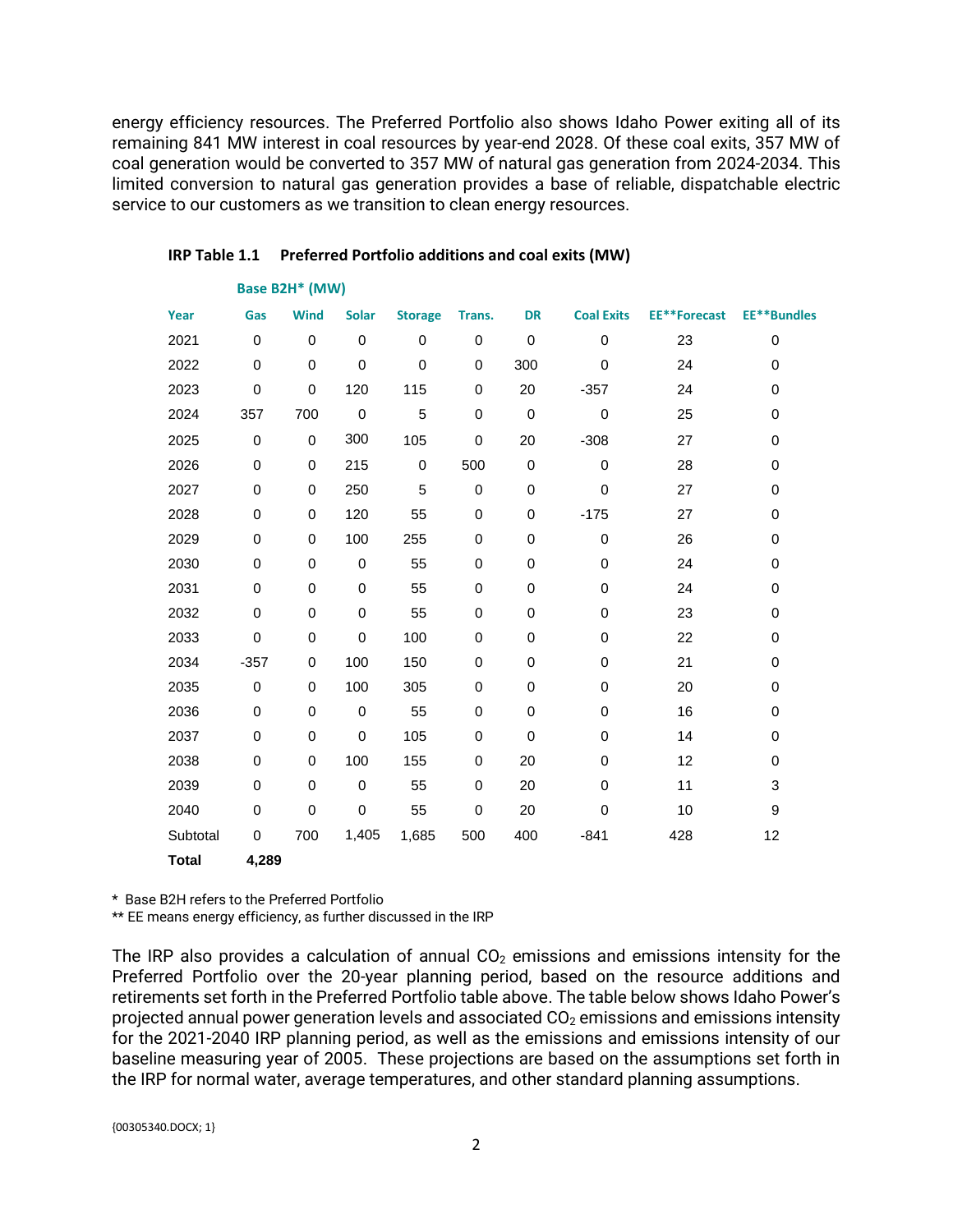energy efficiency resources. The Preferred Portfolio also shows Idaho Power exiting all of its remaining 841 MW interest in coal resources by year-end 2028. Of these coal exits, 357 MW of coal generation would be converted to 357 MW of natural gas generation from 2024-2034. This limited conversion to natural gas generation provides a base of reliable, dispatchable electric service to our customers as we transition to clean energy resources.

**IRP Table 1.1 Preferred Portfolio additions and coal exits (MW)**

| | Base B2H* (MW) | | | | | | | | |
|---|---|---|---|---|---|---|---|---|---|
| **Year** | **Gas** | **Wind** | **Solar** | **Storage** | **Trans.** | **DR** | **Coal Exits** | **EE**Forecast** | **EE**Bundles** |
| 2021 | 0 | 0 | 0 | 0 | 0 | 0 | 0 | 23 | 0 |
| 2022 | 0 | 0 | 0 | 0 | 0 | 300 | 0 | 24 | 0 |
| 2023 | 0 | 0 | 120 | 115 | 0 | 20 | -357 | 24 | 0 |
| 2024 | 357 | 700 | 0 | 5 | 0 | 0 | 0 | 25 | 0 |
| 2025 | 0 | 0 | 300 | 105 | 0 | 20 | -308 | 27 | 0 |
| 2026 | 0 | 0 | 215 | 0 | 500 | 0 | 0 | 28 | 0 |
| 2027 | 0 | 0 | 250 | 5 | 0 | 0 | 0 | 27 | 0 |
| 2028 | 0 | 0 | 120 | 55 | 0 | 0 | -175 | 27 | 0 |
| 2029 | 0 | 0 | 100 | 255 | 0 | 0 | 0 | 26 | 0 |
| 2030 | 0 | 0 | 0 | 55 | 0 | 0 | 0 | 24 | 0 |
| 2031 | 0 | 0 | 0 | 55 | 0 | 0 | 0 | 24 | 0 |
| 2032 | 0 | 0 | 0 | 55 | 0 | 0 | 0 | 23 | 0 |
| 2033 | 0 | 0 | 0 | 100 | 0 | 0 | 0 | 22 | 0 |
| 2034 | -357 | 0 | 100 | 150 | 0 | 0 | 0 | 21 | 0 |
| 2035 | 0 | 0 | 100 | 305 | 0 | 0 | 0 | 20 | 0 |
| 2036 | 0 | 0 | 0 | 55 | 0 | 0 | 0 | 16 | 0 |
| 2037 | 0 | 0 | 0 | 105 | 0 | 0 | 0 | 14 | 0 |
| 2038 | 0 | 0 | 100 | 155 | 0 | 20 | 0 | 12 | 0 |
| 2039 | 0 | 0 | 0 | 55 | 0 | 20 | 0 | 11 | 3 |
| 2040 | 0 | 0 | 0 | 55 | 0 | 20 | 0 | 10 | 9 |
| Subtotal | 0 | 700 | 1,405 | 1,685 | 500 | 400 | -841 | 428 | 12 |
| **Total** | **4,289** | | | | | | | | |

\* Base B2H refers to the Preferred Portfolio

** EE means energy efficiency, as further discussed in the IRP

The IRP also provides a calculation of annual $CO_2$ emissions and emissions intensity for the Preferred Portfolio over the 20-year planning period, based on the resource additions and retirements set forth in the Preferred Portfolio table above. The table below shows Idaho Power's projected annual power generation levels and associated $CO_2$ emissions and emissions intensity for the 2021-2040 IRP planning period, as well as the emissions and emissions intensity of our baseline measuring year of 2005. These projections are based on the assumptions set forth in the IRP for normal water, average temperatures, and other standard planning assumptions.

{00305340.DOCX; 1}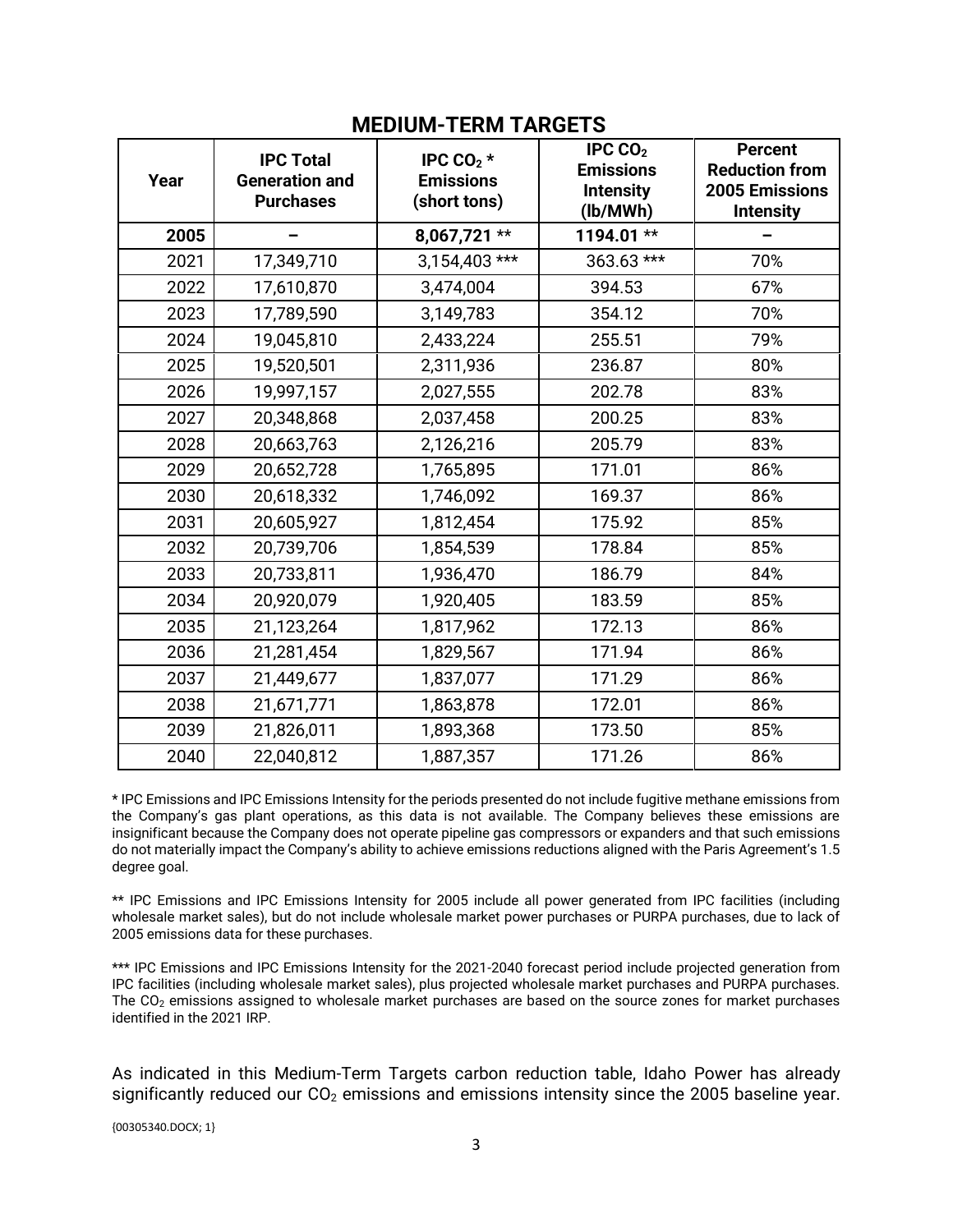## MEDIUM-TERM TARGETS

| Year | IPC Total Generation and Purchases | IPC $CO_2$ * Emissions (short tons) | IPC $CO_2$ Emissions Intensity (lb/MWh) | Percent Reduction from 2005 Emissions Intensity |
|---|---|---|---|---|
| **2005** | **–** | **8,067,721 \*\*** | **1194.01 \*\*** | **–** |
| 2021 | 17,349,710 | 3,154,403 *** | 363.63 *** | 70% |
| 2022 | 17,610,870 | 3,474,004 | 394.53 | 67% |
| 2023 | 17,789,590 | 3,149,783 | 354.12 | 70% |
| 2024 | 19,045,810 | 2,433,224 | 255.51 | 79% |
| 2025 | 19,520,501 | 2,311,936 | 236.87 | 80% |
| 2026 | 19,997,157 | 2,027,555 | 202.78 | 83% |
| 2027 | 20,348,868 | 2,037,458 | 200.25 | 83% |
| 2028 | 20,663,763 | 2,126,216 | 205.79 | 83% |
| 2029 | 20,652,728 | 1,765,895 | 171.01 | 86% |
| 2030 | 20,618,332 | 1,746,092 | 169.37 | 86% |
| 2031 | 20,605,927 | 1,812,454 | 175.92 | 85% |
| 2032 | 20,739,706 | 1,854,539 | 178.84 | 85% |
| 2033 | 20,733,811 | 1,936,470 | 186.79 | 84% |
| 2034 | 20,920,079 | 1,920,405 | 183.59 | 85% |
| 2035 | 21,123,264 | 1,817,962 | 172.13 | 86% |
| 2036 | 21,281,454 | 1,829,567 | 171.94 | 86% |
| 2037 | 21,449,677 | 1,837,077 | 171.29 | 86% |
| 2038 | 21,671,771 | 1,863,878 | 172.01 | 86% |
| 2039 | 21,826,011 | 1,893,368 | 173.50 | 85% |
| 2040 | 22,040,812 | 1,887,357 | 171.26 | 86% |

\* IPC Emissions and IPC Emissions Intensity for the periods presented do not include fugitive methane emissions from the Company's gas plant operations, as this data is not available. The Company believes these emissions are insignificant because the Company does not operate pipeline gas compressors or expanders and that such emissions do not materially impact the Company's ability to achieve emissions reductions aligned with the Paris Agreement's 1.5 degree goal.

\*\* IPC Emissions and IPC Emissions Intensity for 2005 include all power generated from IPC facilities (including wholesale market sales), but do not include wholesale market power purchases or PURPA purchases, due to lack of 2005 emissions data for these purchases.

\*\*\* IPC Emissions and IPC Emissions Intensity for the 2021-2040 forecast period include projected generation from IPC facilities (including wholesale market sales), plus projected wholesale market purchases and PURPA purchases. The $CO_2$ emissions assigned to wholesale market purchases are based on the source zones for market purchases identified in the 2021 IRP.

As indicated in this Medium-Term Targets carbon reduction table, Idaho Power has already significantly reduced our $CO_2$ emissions and emissions intensity since the 2005 baseline year.

{00305340.DOCX; 1}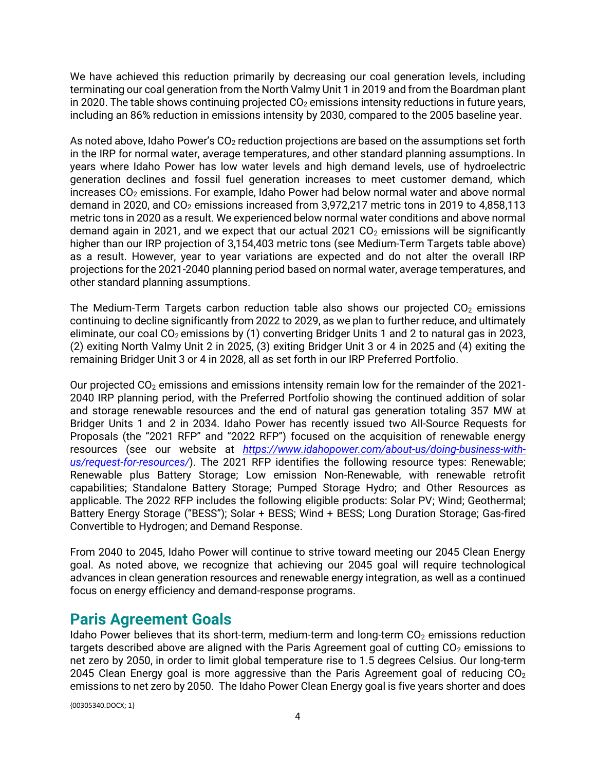We have achieved this reduction primarily by decreasing our coal generation levels, including terminating our coal generation from the North Valmy Unit 1 in 2019 and from the Boardman plant in 2020. The table shows continuing projected $CO_2$ emissions intensity reductions in future years, including an 86% reduction in emissions intensity by 2030, compared to the 2005 baseline year.

As noted above, Idaho Power's $CO_2$ reduction projections are based on the assumptions set forth in the IRP for normal water, average temperatures, and other standard planning assumptions. In years where Idaho Power has low water levels and high demand levels, use of hydroelectric generation declines and fossil fuel generation increases to meet customer demand, which increases $CO_2$ emissions. For example, Idaho Power had below normal water and above normal demand in 2020, and $CO_2$ emissions increased from 3,972,217 metric tons in 2019 to 4,858,113 metric tons in 2020 as a result. We experienced below normal water conditions and above normal demand again in 2021, and we expect that our actual 2021 $CO_2$ emissions will be significantly higher than our IRP projection of 3,154,403 metric tons (see Medium-Term Targets table above) as a result. However, year to year variations are expected and do not alter the overall IRP projections for the 2021-2040 planning period based on normal water, average temperatures, and other standard planning assumptions.

The Medium-Term Targets carbon reduction table also shows our projected $CO_2$ emissions continuing to decline significantly from 2022 to 2029, as we plan to further reduce, and ultimately eliminate, our coal $CO_2$ emissions by (1) converting Bridger Units 1 and 2 to natural gas in 2023, (2) exiting North Valmy Unit 2 in 2025, (3) exiting Bridger Unit 3 or 4 in 2025 and (4) exiting the remaining Bridger Unit 3 or 4 in 2028, all as set forth in our IRP Preferred Portfolio.

Our projected $CO_2$ emissions and emissions intensity remain low for the remainder of the 2021-2040 IRP planning period, with the Preferred Portfolio showing the continued addition of solar and storage renewable resources and the end of natural gas generation totaling 357 MW at Bridger Units 1 and 2 in 2034. Idaho Power has recently issued two All-Source Requests for Proposals (the "2021 RFP" and "2022 RFP") focused on the acquisition of renewable energy resources (see our website at *https://www.idahopower.com/about-us/doing-business-with-us/request-for-resources/*). The 2021 RFP identifies the following resource types: Renewable; Renewable plus Battery Storage; Low emission Non-Renewable, with renewable retrofit capabilities; Standalone Battery Storage; Pumped Storage Hydro; and Other Resources as applicable. The 2022 RFP includes the following eligible products: Solar PV; Wind; Geothermal; Battery Energy Storage ("BESS"); Solar + BESS; Wind + BESS; Long Duration Storage; Gas-fired Convertible to Hydrogen; and Demand Response.

From 2040 to 2045, Idaho Power will continue to strive toward meeting our 2045 Clean Energy goal. As noted above, we recognize that achieving our 2045 goal will require technological advances in clean generation resources and renewable energy integration, as well as a continued focus on energy efficiency and demand-response programs.

## Paris Agreement Goals

Idaho Power believes that its short-term, medium-term and long-term $CO_2$ emissions reduction targets described above are aligned with the Paris Agreement goal of cutting $CO_2$ emissions to net zero by 2050, in order to limit global temperature rise to 1.5 degrees Celsius. Our long-term 2045 Clean Energy goal is more aggressive than the Paris Agreement goal of reducing $CO_2$ emissions to net zero by 2050. The Idaho Power Clean Energy goal is five years shorter and does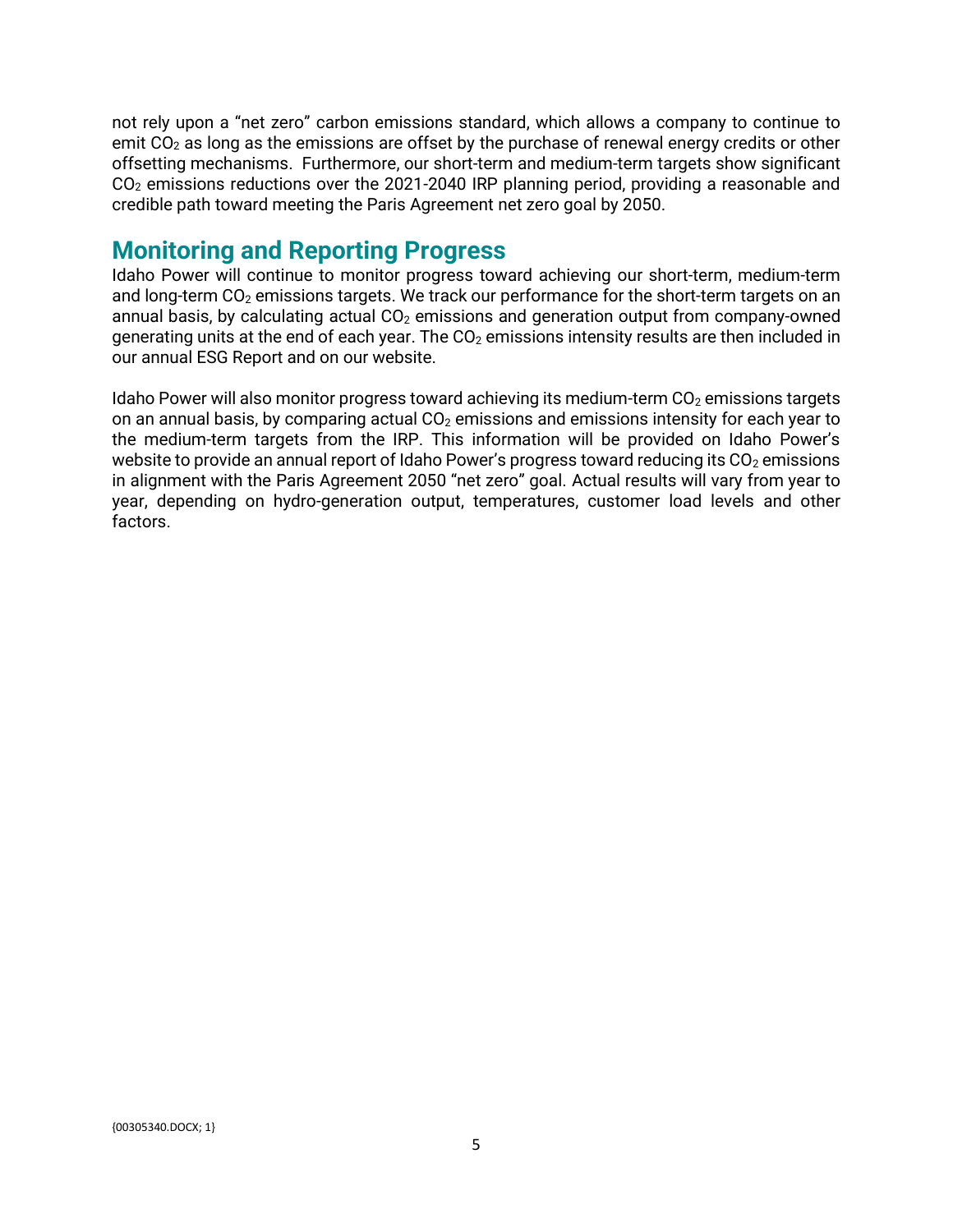not rely upon a "net zero" carbon emissions standard, which allows a company to continue to emit $CO_2$ as long as the emissions are offset by the purchase of renewal energy credits or other offsetting mechanisms. Furthermore, our short-term and medium-term targets show significant $CO_2$ emissions reductions over the 2021-2040 IRP planning period, providing a reasonable and credible path toward meeting the Paris Agreement net zero goal by 2050.

## Monitoring and Reporting Progress

Idaho Power will continue to monitor progress toward achieving our short-term, medium-term and long-term $CO_2$ emissions targets. We track our performance for the short-term targets on an annual basis, by calculating actual $CO_2$ emissions and generation output from company-owned generating units at the end of each year. The $CO_2$ emissions intensity results are then included in our annual ESG Report and on our website.

Idaho Power will also monitor progress toward achieving its medium-term $CO_2$ emissions targets on an annual basis, by comparing actual $CO_2$ emissions and emissions intensity for each year to the medium-term targets from the IRP. This information will be provided on Idaho Power's website to provide an annual report of Idaho Power's progress toward reducing its $CO_2$ emissions in alignment with the Paris Agreement 2050 "net zero" goal. Actual results will vary from year to year, depending on hydro-generation output, temperatures, customer load levels and other factors.

{00305340.DOCX; 1}